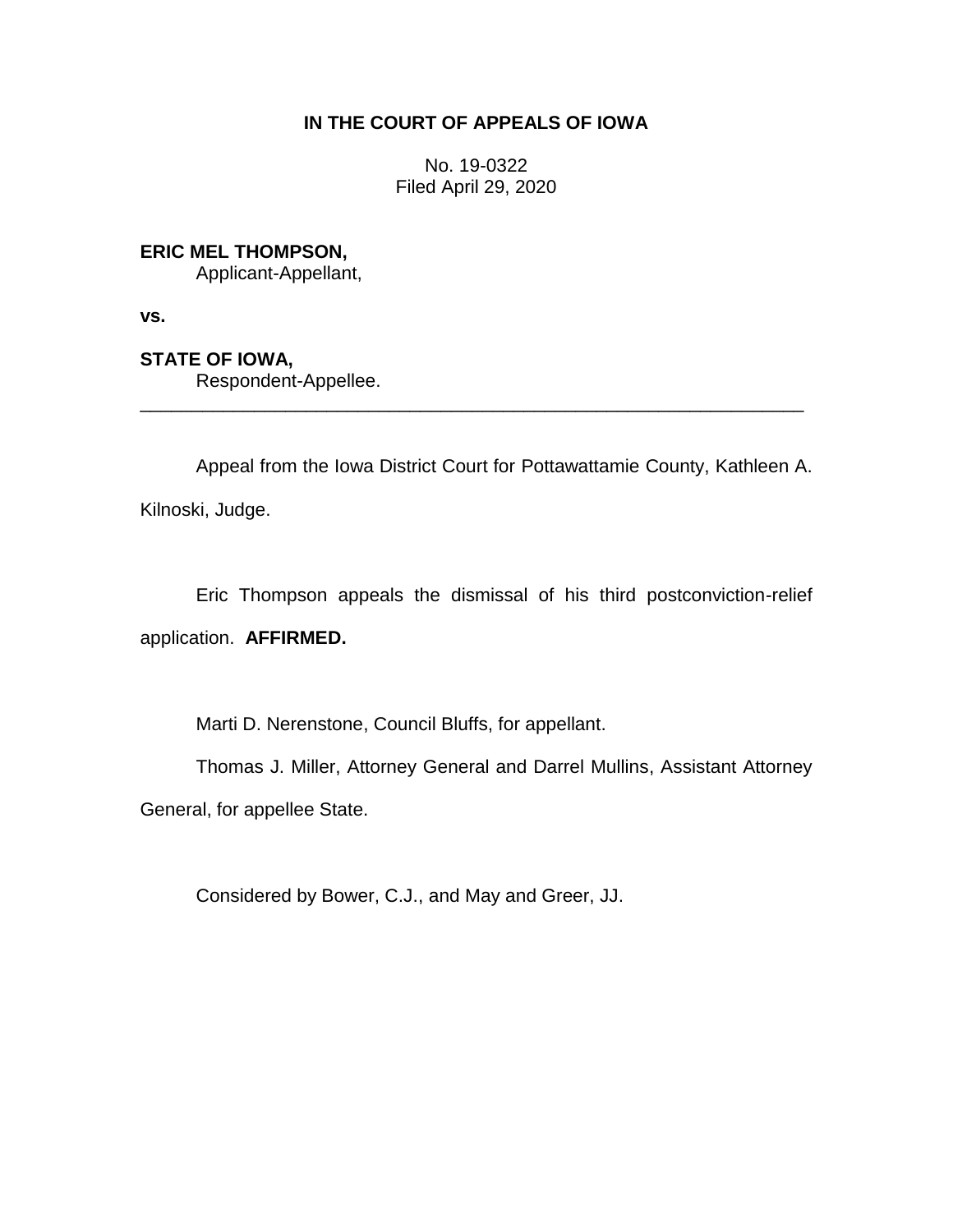**IN THE COURT OF APPEALS OF IOWA**

No. 19-0322
Filed April 29, 2020

**ERIC MEL THOMPSON,**
Applicant-Appellant,

**vs.**

**STATE OF IOWA,**
Respondent-Appellee.

---

Appeal from the Iowa District Court for Pottawattamie County, Kathleen A. Kilnoski, Judge.

Eric Thompson appeals the dismissal of his third postconviction-relief application. **AFFIRMED.**

Marti D. Nerenstone, Council Bluffs, for appellant.

Thomas J. Miller, Attorney General and Darrel Mullins, Assistant Attorney General, for appellee State.

Considered by Bower, C.J., and May and Greer, JJ.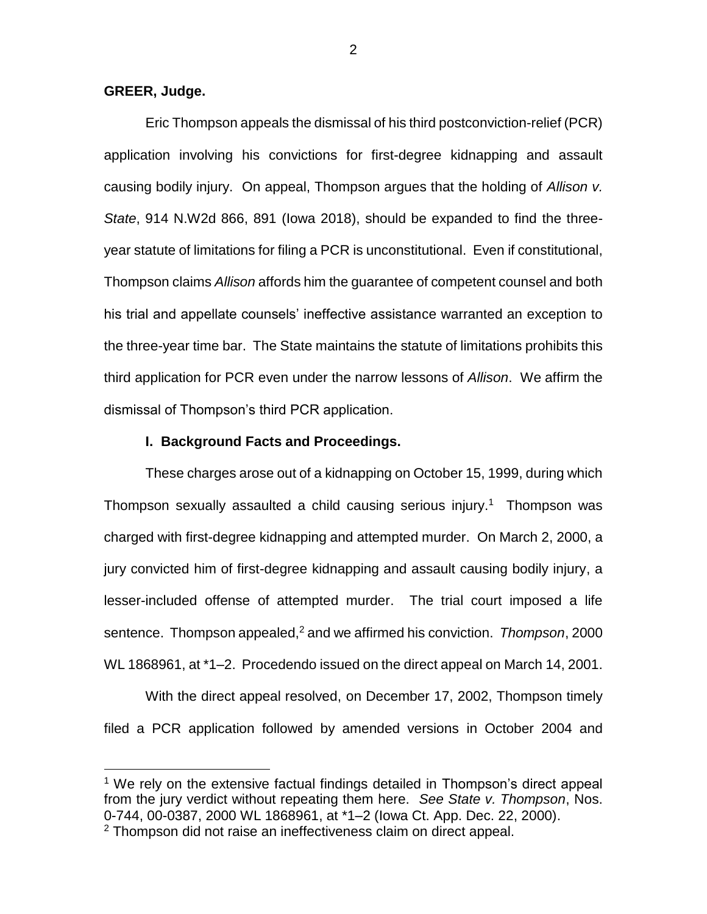**GREER, Judge.**

Eric Thompson appeals the dismissal of his third postconviction-relief (PCR) application involving his convictions for first-degree kidnapping and assault causing bodily injury. On appeal, Thompson argues that the holding of *Allison v. State*, 914 N.W2d 866, 891 (Iowa 2018), should be expanded to find the three-year statute of limitations for filing a PCR is unconstitutional. Even if constitutional, Thompson claims *Allison* affords him the guarantee of competent counsel and both his trial and appellate counsels' ineffective assistance warranted an exception to the three-year time bar. The State maintains the statute of limitations prohibits this third application for PCR even under the narrow lessons of *Allison*. We affirm the dismissal of Thompson's third PCR application.

## I. Background Facts and Proceedings.

These charges arose out of a kidnapping on October 15, 1999, during which Thompson sexually assaulted a child causing serious injury.[1] Thompson was charged with first-degree kidnapping and attempted murder. On March 2, 2000, a jury convicted him of first-degree kidnapping and assault causing bodily injury, a lesser-included offense of attempted murder. The trial court imposed a life sentence. Thompson appealed,[2] and we affirmed his conviction. *Thompson*, 2000 WL 1868961, at \*1–2. Procedendo issued on the direct appeal on March 14, 2001.

With the direct appeal resolved, on December 17, 2002, Thompson timely filed a PCR application followed by amended versions in October 2004 and

---

[1] We rely on the extensive factual findings detailed in Thompson's direct appeal from the jury verdict without repeating them here. *See State v. Thompson*, Nos. 0-744, 00-0387, 2000 WL 1868961, at \*1–2 (Iowa Ct. App. Dec. 22, 2000).

[2] Thompson did not raise an ineffectiveness claim on direct appeal.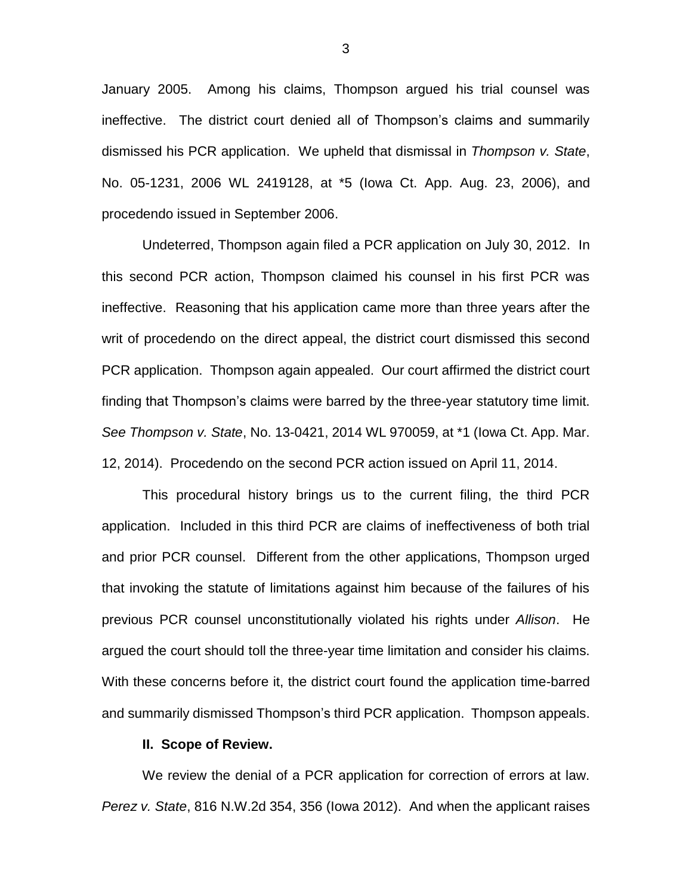January 2005. Among his claims, Thompson argued his trial counsel was ineffective. The district court denied all of Thompson's claims and summarily dismissed his PCR application. We upheld that dismissal in *Thompson v. State*, No. 05-1231, 2006 WL 2419128, at *5 (Iowa Ct. App. Aug. 23, 2006), and procedendo issued in September 2006.

Undeterred, Thompson again filed a PCR application on July 30, 2012. In this second PCR action, Thompson claimed his counsel in his first PCR was ineffective. Reasoning that his application came more than three years after the writ of procedendo on the direct appeal, the district court dismissed this second PCR application. Thompson again appealed. Our court affirmed the district court finding that Thompson's claims were barred by the three-year statutory time limit. *See Thompson v. State*, No. 13-0421, 2014 WL 970059, at *1 (Iowa Ct. App. Mar. 12, 2014). Procedendo on the second PCR action issued on April 11, 2014.

This procedural history brings us to the current filing, the third PCR application. Included in this third PCR are claims of ineffectiveness of both trial and prior PCR counsel. Different from the other applications, Thompson urged that invoking the statute of limitations against him because of the failures of his previous PCR counsel unconstitutionally violated his rights under *Allison*. He argued the court should toll the three-year time limitation and consider his claims. With these concerns before it, the district court found the application time-barred and summarily dismissed Thompson's third PCR application. Thompson appeals.

**II. Scope of Review.**

We review the denial of a PCR application for correction of errors at law. *Perez v. State*, 816 N.W.2d 354, 356 (Iowa 2012). And when the applicant raises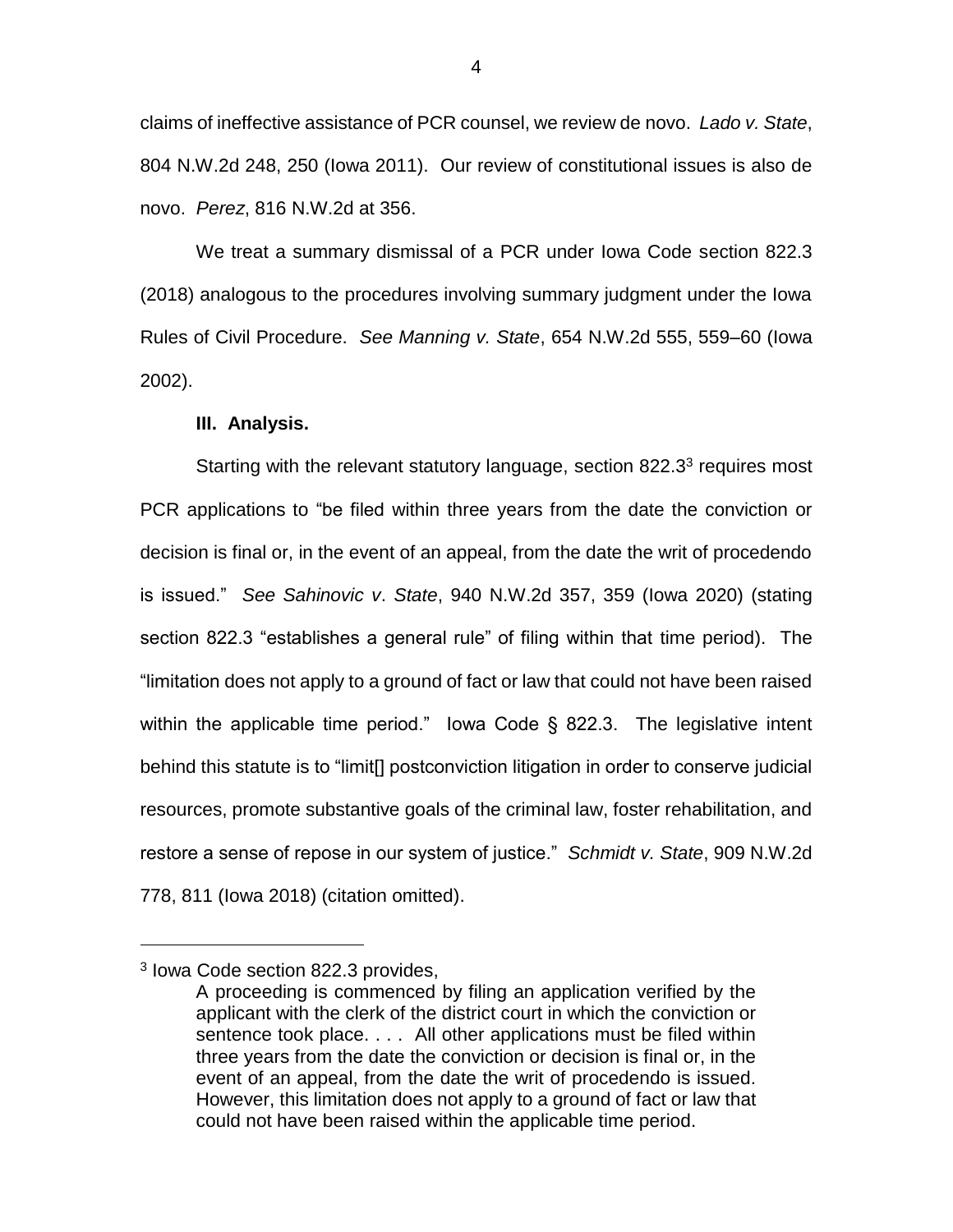claims of ineffective assistance of PCR counsel, we review de novo. *Lado v. State*, 804 N.W.2d 248, 250 (Iowa 2011). Our review of constitutional issues is also de novo. *Perez*, 816 N.W.2d at 356.

We treat a summary dismissal of a PCR under Iowa Code section 822.3 (2018) analogous to the procedures involving summary judgment under the Iowa Rules of Civil Procedure. *See Manning v. State*, 654 N.W.2d 555, 559–60 (Iowa 2002).

**III. Analysis.**

Starting with the relevant statutory language, section 822.3[3] requires most PCR applications to "be filed within three years from the date the conviction or decision is final or, in the event of an appeal, from the date the writ of procedendo is issued." *See Sahinovic v. State*, 940 N.W.2d 357, 359 (Iowa 2020) (stating section 822.3 "establishes a general rule" of filing within that time period). The "limitation does not apply to a ground of fact or law that could not have been raised within the applicable time period." Iowa Code § 822.3. The legislative intent behind this statute is to "limit[] postconviction litigation in order to conserve judicial resources, promote substantive goals of the criminal law, foster rehabilitation, and restore a sense of repose in our system of justice." *Schmidt v. State*, 909 N.W.2d 778, 811 (Iowa 2018) (citation omitted).

---

[3] Iowa Code section 822.3 provides,

> A proceeding is commenced by filing an application verified by the applicant with the clerk of the district court in which the conviction or sentence took place. . . . All other applications must be filed within three years from the date the conviction or decision is final or, in the event of an appeal, from the date the writ of procedendo is issued. However, this limitation does not apply to a ground of fact or law that could not have been raised within the applicable time period.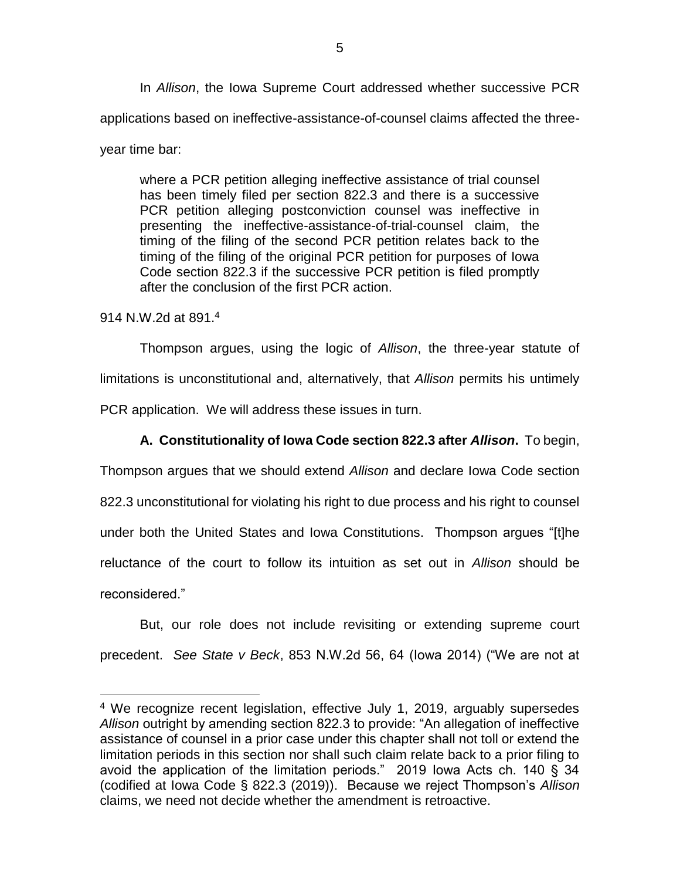In *Allison*, the Iowa Supreme Court addressed whether successive PCR applications based on ineffective-assistance-of-counsel claims affected the three-year time bar:

> where a PCR petition alleging ineffective assistance of trial counsel has been timely filed per section 822.3 and there is a successive PCR petition alleging postconviction counsel was ineffective in presenting the ineffective-assistance-of-trial-counsel claim, the timing of the filing of the second PCR petition relates back to the timing of the filing of the original PCR petition for purposes of Iowa Code section 822.3 if the successive PCR petition is filed promptly after the conclusion of the first PCR action.

914 N.W.2d at 891.[4]

Thompson argues, using the logic of *Allison*, the three-year statute of limitations is unconstitutional and, alternatively, that *Allison* permits his untimely PCR application. We will address these issues in turn.

**A. Constitutionality of Iowa Code section 822.3 after *Allison*.** To begin, Thompson argues that we should extend *Allison* and declare Iowa Code section 822.3 unconstitutional for violating his right to due process and his right to counsel under both the United States and Iowa Constitutions. Thompson argues "[t]he reluctance of the court to follow its intuition as set out in *Allison* should be reconsidered."

But, our role does not include revisiting or extending supreme court precedent. *See State v Beck*, 853 N.W.2d 56, 64 (Iowa 2014) ("We are not at

---

[4] We recognize recent legislation, effective July 1, 2019, arguably supersedes *Allison* outright by amending section 822.3 to provide: "An allegation of ineffective assistance of counsel in a prior case under this chapter shall not toll or extend the limitation periods in this section nor shall such claim relate back to a prior filing to avoid the application of the limitation periods." 2019 Iowa Acts ch. 140 § 34 (codified at Iowa Code § 822.3 (2019)). Because we reject Thompson's *Allison* claims, we need not decide whether the amendment is retroactive.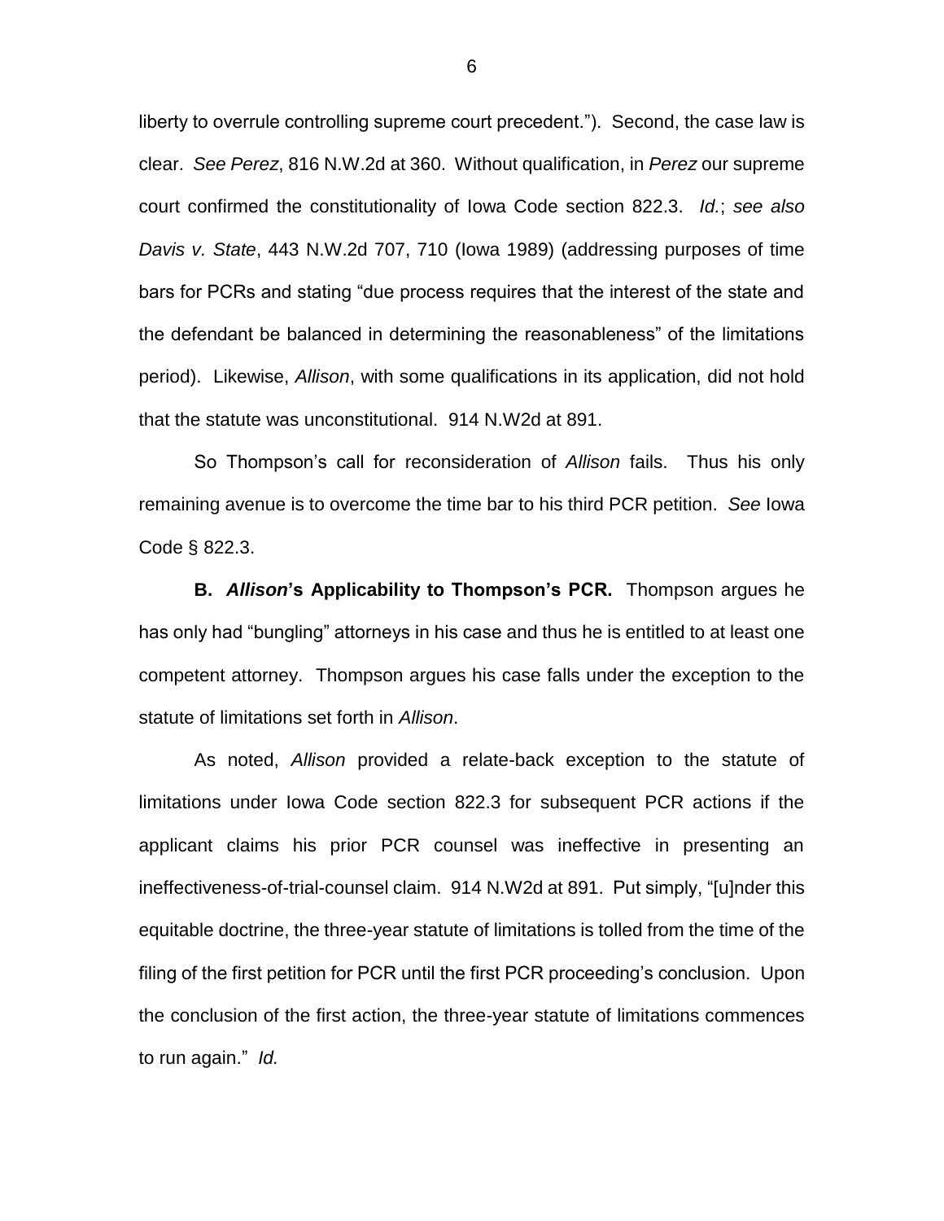liberty to overrule controlling supreme court precedent."). Second, the case law is clear. *See Perez*, 816 N.W.2d at 360. Without qualification, in *Perez* our supreme court confirmed the constitutionality of Iowa Code section 822.3. *Id.*; *see also Davis v. State*, 443 N.W.2d 707, 710 (Iowa 1989) (addressing purposes of time bars for PCRs and stating "due process requires that the interest of the state and the defendant be balanced in determining the reasonableness" of the limitations period). Likewise, *Allison*, with some qualifications in its application, did not hold that the statute was unconstitutional. 914 N.W2d at 891.

So Thompson's call for reconsideration of *Allison* fails. Thus his only remaining avenue is to overcome the time bar to his third PCR petition. *See* Iowa Code § 822.3.

**B. *Allison*'s Applicability to Thompson's PCR.** Thompson argues he has only had "bungling" attorneys in his case and thus he is entitled to at least one competent attorney. Thompson argues his case falls under the exception to the statute of limitations set forth in *Allison*.

As noted, *Allison* provided a relate-back exception to the statute of limitations under Iowa Code section 822.3 for subsequent PCR actions if the applicant claims his prior PCR counsel was ineffective in presenting an ineffectiveness-of-trial-counsel claim. 914 N.W2d at 891. Put simply, "[u]nder this equitable doctrine, the three-year statute of limitations is tolled from the time of the filing of the first petition for PCR until the first PCR proceeding's conclusion. Upon the conclusion of the first action, the three-year statute of limitations commences to run again." *Id.*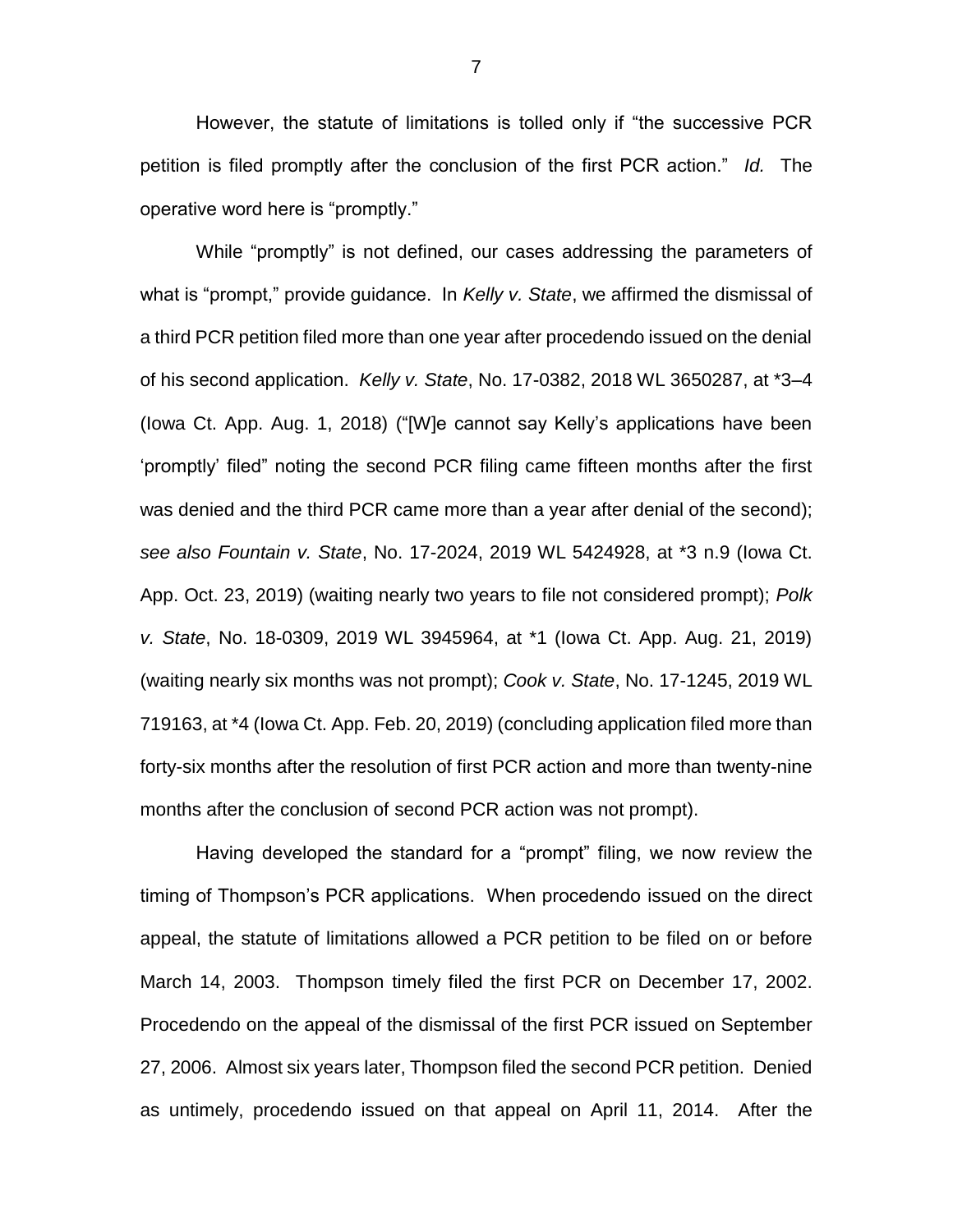However, the statute of limitations is tolled only if "the successive PCR petition is filed promptly after the conclusion of the first PCR action." *Id.* The operative word here is "promptly."

While "promptly" is not defined, our cases addressing the parameters of what is "prompt," provide guidance. In *Kelly v. State*, we affirmed the dismissal of a third PCR petition filed more than one year after procedendo issued on the denial of his second application. *Kelly v. State*, No. 17-0382, 2018 WL 3650287, at *3–4 (Iowa Ct. App. Aug. 1, 2018) ("[W]e cannot say Kelly's applications have been 'promptly' filed" noting the second PCR filing came fifteen months after the first was denied and the third PCR came more than a year after denial of the second); *see also Fountain v. State*, No. 17-2024, 2019 WL 5424928, at *3 n.9 (Iowa Ct. App. Oct. 23, 2019) (waiting nearly two years to file not considered prompt); *Polk v. State*, No. 18-0309, 2019 WL 3945964, at *1 (Iowa Ct. App. Aug. 21, 2019) (waiting nearly six months was not prompt); *Cook v. State*, No. 17-1245, 2019 WL 719163, at *4 (Iowa Ct. App. Feb. 20, 2019) (concluding application filed more than forty-six months after the resolution of first PCR action and more than twenty-nine months after the conclusion of second PCR action was not prompt).

Having developed the standard for a "prompt" filing, we now review the timing of Thompson's PCR applications. When procedendo issued on the direct appeal, the statute of limitations allowed a PCR petition to be filed on or before March 14, 2003. Thompson timely filed the first PCR on December 17, 2002. Procedendo on the appeal of the dismissal of the first PCR issued on September 27, 2006. Almost six years later, Thompson filed the second PCR petition. Denied as untimely, procedendo issued on that appeal on April 11, 2014. After the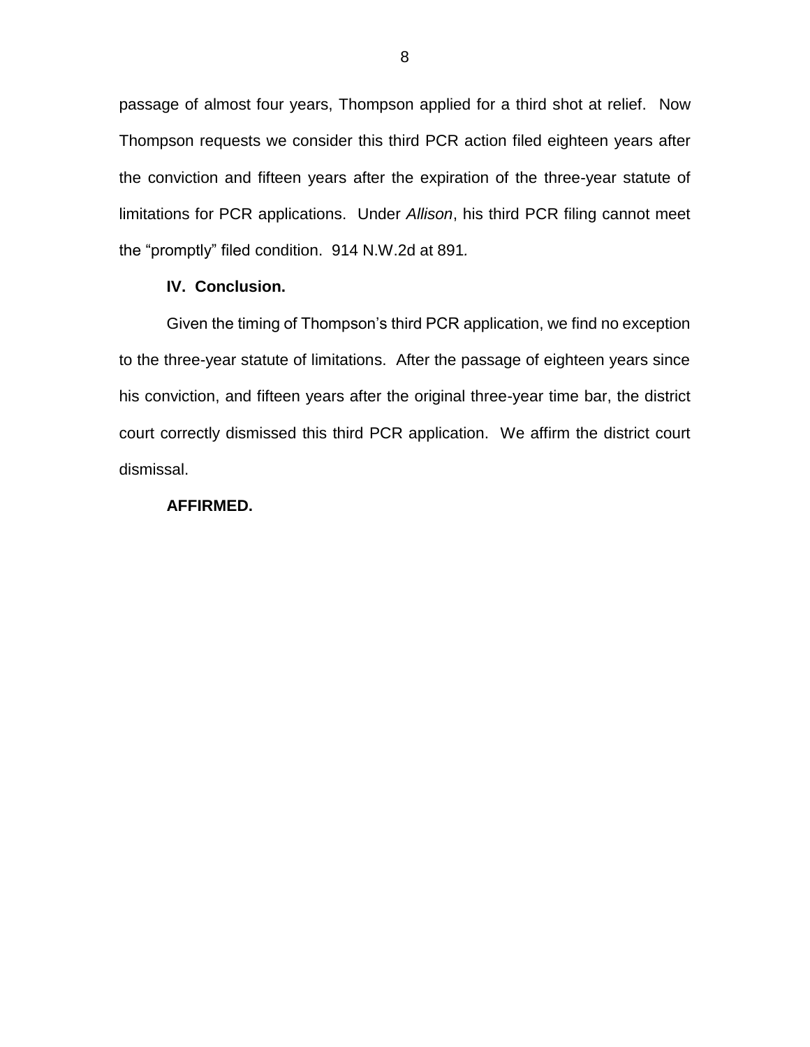passage of almost four years, Thompson applied for a third shot at relief. Now Thompson requests we consider this third PCR action filed eighteen years after the conviction and fifteen years after the expiration of the three-year statute of limitations for PCR applications. Under *Allison*, his third PCR filing cannot meet the "promptly" filed condition. 914 N.W.2d at 891.

**IV. Conclusion.**

Given the timing of Thompson's third PCR application, we find no exception to the three-year statute of limitations. After the passage of eighteen years since his conviction, and fifteen years after the original three-year time bar, the district court correctly dismissed this third PCR application. We affirm the district court dismissal.

**AFFIRMED.**